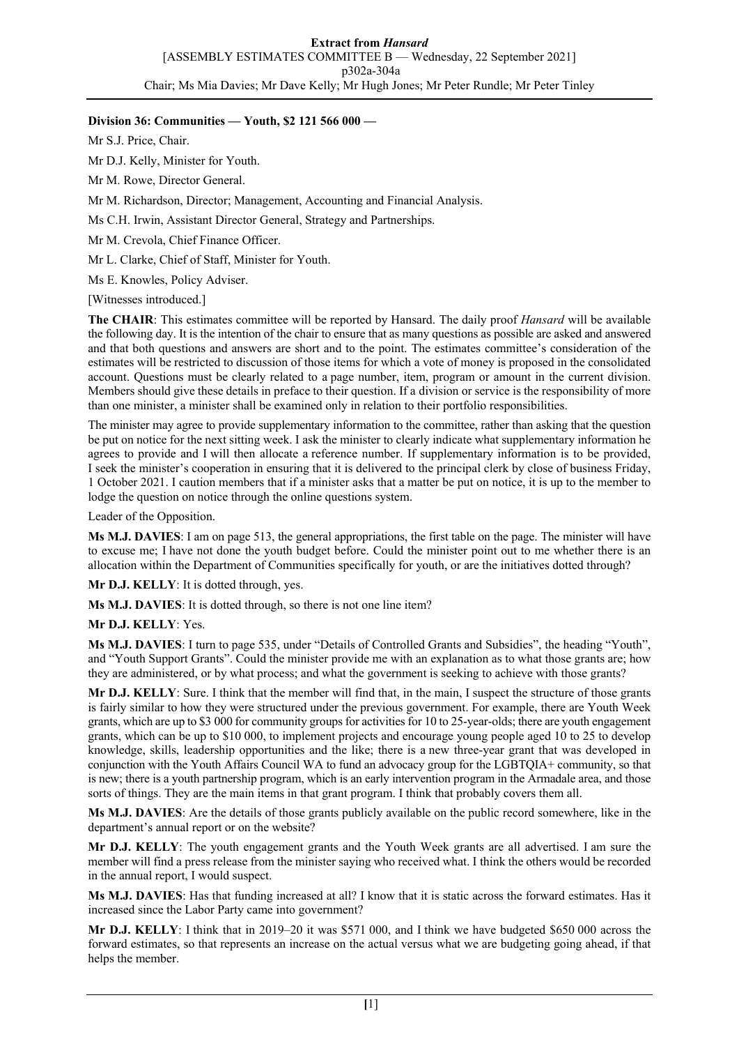**Division 36: Communities — Youth, $2 121 566 000 —**

Mr S.J. Price, Chair.

Mr D.J. Kelly, Minister for Youth.

Mr M. Rowe, Director General.

Mr M. Richardson, Director; Management, Accounting and Financial Analysis.

Ms C.H. Irwin, Assistant Director General, Strategy and Partnerships.

Mr M. Crevola, Chief Finance Officer.

Mr L. Clarke, Chief of Staff, Minister for Youth.

Ms E. Knowles, Policy Adviser.

[Witnesses introduced.]

**The CHAIR**: This estimates committee will be reported by Hansard. The daily proof *Hansard* will be available the following day. It is the intention of the chair to ensure that as many questions as possible are asked and answered and that both questions and answers are short and to the point. The estimates committee's consideration of the estimates will be restricted to discussion of those items for which a vote of money is proposed in the consolidated account. Questions must be clearly related to a page number, item, program or amount in the current division. Members should give these details in preface to their question. If a division or service is the responsibility of more than one minister, a minister shall be examined only in relation to their portfolio responsibilities.

The minister may agree to provide supplementary information to the committee, rather than asking that the question be put on notice for the next sitting week. I ask the minister to clearly indicate what supplementary information he agrees to provide and I will then allocate a reference number. If supplementary information is to be provided, I seek the minister's cooperation in ensuring that it is delivered to the principal clerk by close of business Friday, 1 October 2021. I caution members that if a minister asks that a matter be put on notice, it is up to the member to lodge the question on notice through the online questions system.

Leader of the Opposition.

**Ms M.J. DAVIES**: I am on page 513, the general appropriations, the first table on the page. The minister will have to excuse me; I have not done the youth budget before. Could the minister point out to me whether there is an allocation within the Department of Communities specifically for youth, or are the initiatives dotted through?

**Mr D.J. KELLY**: It is dotted through, yes.

**Ms M.J. DAVIES**: It is dotted through, so there is not one line item?

**Mr D.J. KELLY**: Yes.

**Ms M.J. DAVIES**: I turn to page 535, under "Details of Controlled Grants and Subsidies", the heading "Youth", and "Youth Support Grants". Could the minister provide me with an explanation as to what those grants are; how they are administered, or by what process; and what the government is seeking to achieve with those grants?

**Mr D.J. KELLY**: Sure. I think that the member will find that, in the main, I suspect the structure of those grants is fairly similar to how they were structured under the previous government. For example, there are Youth Week grants, which are up to $3 000 for community groups for activities for 10 to 25-year-olds; there are youth engagement grants, which can be up to $10 000, to implement projects and encourage young people aged 10 to 25 to develop knowledge, skills, leadership opportunities and the like; there is a new three-year grant that was developed in conjunction with the Youth Affairs Council WA to fund an advocacy group for the LGBTQIA+ community, so that is new; there is a youth partnership program, which is an early intervention program in the Armadale area, and those sorts of things. They are the main items in that grant program. I think that probably covers them all.

**Ms M.J. DAVIES**: Are the details of those grants publicly available on the public record somewhere, like in the department's annual report or on the website?

**Mr D.J. KELLY**: The youth engagement grants and the Youth Week grants are all advertised. I am sure the member will find a press release from the minister saying who received what. I think the others would be recorded in the annual report, I would suspect.

**Ms M.J. DAVIES**: Has that funding increased at all? I know that it is static across the forward estimates. Has it increased since the Labor Party came into government?

**Mr D.J. KELLY**: I think that in 2019–20 it was $571 000, and I think we have budgeted $650 000 across the forward estimates, so that represents an increase on the actual versus what we are budgeting going ahead, if that helps the member.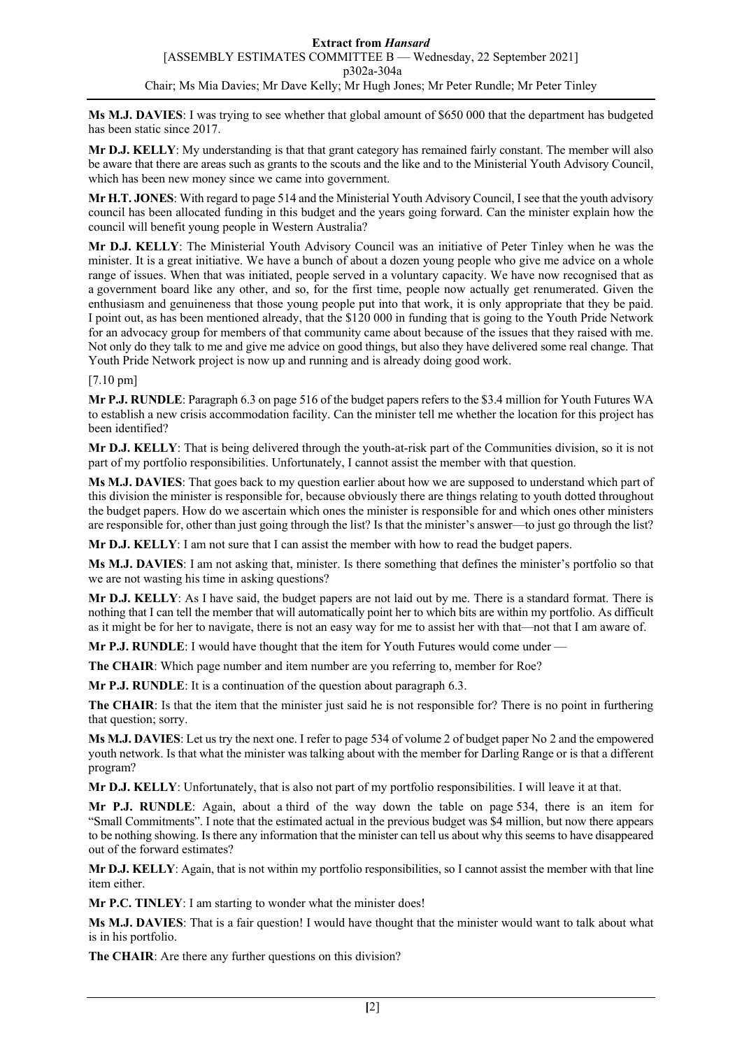**Ms M.J. DAVIES**: I was trying to see whether that global amount of $650 000 that the department has budgeted has been static since 2017.

**Mr D.J. KELLY**: My understanding is that that grant category has remained fairly constant. The member will also be aware that there are areas such as grants to the scouts and the like and to the Ministerial Youth Advisory Council, which has been new money since we came into government.

**Mr H.T. JONES**: With regard to page 514 and the Ministerial Youth Advisory Council, I see that the youth advisory council has been allocated funding in this budget and the years going forward. Can the minister explain how the council will benefit young people in Western Australia?

**Mr D.J. KELLY**: The Ministerial Youth Advisory Council was an initiative of Peter Tinley when he was the minister. It is a great initiative. We have a bunch of about a dozen young people who give me advice on a whole range of issues. When that was initiated, people served in a voluntary capacity. We have now recognised that as a government board like any other, and so, for the first time, people now actually get renumerated. Given the enthusiasm and genuineness that those young people put into that work, it is only appropriate that they be paid. I point out, as has been mentioned already, that the $120 000 in funding that is going to the Youth Pride Network for an advocacy group for members of that community came about because of the issues that they raised with me. Not only do they talk to me and give me advice on good things, but also they have delivered some real change. That Youth Pride Network project is now up and running and is already doing good work.

[7.10 pm]

**Mr P.J. RUNDLE**: Paragraph 6.3 on page 516 of the budget papers refers to the $3.4 million for Youth Futures WA to establish a new crisis accommodation facility. Can the minister tell me whether the location for this project has been identified?

**Mr D.J. KELLY**: That is being delivered through the youth-at-risk part of the Communities division, so it is not part of my portfolio responsibilities. Unfortunately, I cannot assist the member with that question.

**Ms M.J. DAVIES**: That goes back to my question earlier about how we are supposed to understand which part of this division the minister is responsible for, because obviously there are things relating to youth dotted throughout the budget papers. How do we ascertain which ones the minister is responsible for and which ones other ministers are responsible for, other than just going through the list? Is that the minister's answer—to just go through the list?

**Mr D.J. KELLY**: I am not sure that I can assist the member with how to read the budget papers.

**Ms M.J. DAVIES**: I am not asking that, minister. Is there something that defines the minister's portfolio so that we are not wasting his time in asking questions?

**Mr D.J. KELLY**: As I have said, the budget papers are not laid out by me. There is a standard format. There is nothing that I can tell the member that will automatically point her to which bits are within my portfolio. As difficult as it might be for her to navigate, there is not an easy way for me to assist her with that—not that I am aware of.

**Mr P.J. RUNDLE**: I would have thought that the item for Youth Futures would come under —

**The CHAIR**: Which page number and item number are you referring to, member for Roe?

**Mr P.J. RUNDLE**: It is a continuation of the question about paragraph 6.3.

**The CHAIR**: Is that the item that the minister just said he is not responsible for? There is no point in furthering that question; sorry.

**Ms M.J. DAVIES**: Let us try the next one. I refer to page 534 of volume 2 of budget paper No 2 and the empowered youth network. Is that what the minister was talking about with the member for Darling Range or is that a different program?

**Mr D.J. KELLY**: Unfortunately, that is also not part of my portfolio responsibilities. I will leave it at that.

**Mr P.J. RUNDLE**: Again, about a third of the way down the table on page 534, there is an item for "Small Commitments". I note that the estimated actual in the previous budget was $4 million, but now there appears to be nothing showing. Is there any information that the minister can tell us about why this seems to have disappeared out of the forward estimates?

**Mr D.J. KELLY**: Again, that is not within my portfolio responsibilities, so I cannot assist the member with that line item either.

**Mr P.C. TINLEY**: I am starting to wonder what the minister does!

**Ms M.J. DAVIES**: That is a fair question! I would have thought that the minister would want to talk about what is in his portfolio.

**The CHAIR**: Are there any further questions on this division?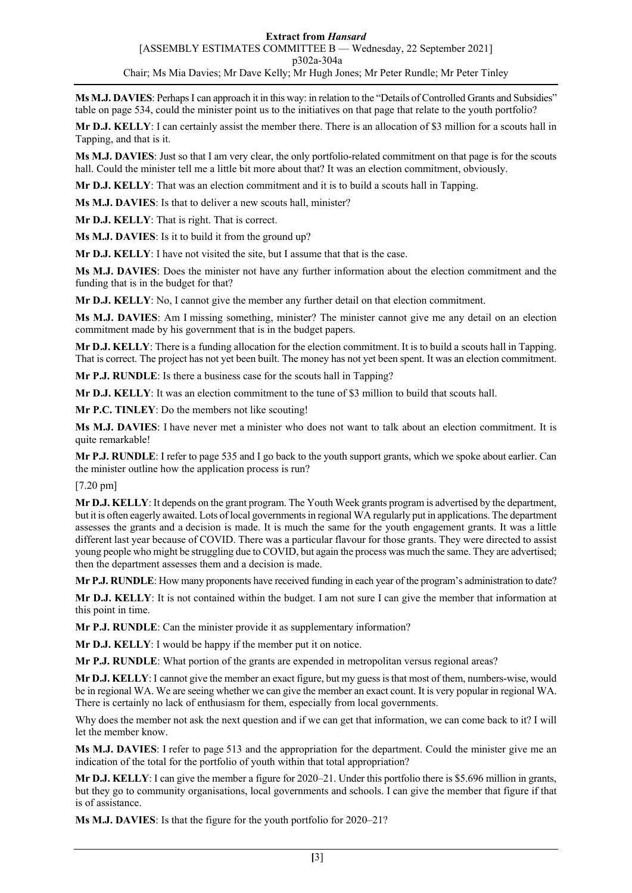**Ms M.J. DAVIES**: Perhaps I can approach it in this way: in relation to the "Details of Controlled Grants and Subsidies" table on page 534, could the minister point us to the initiatives on that page that relate to the youth portfolio?

**Mr D.J. KELLY**: I can certainly assist the member there. There is an allocation of $3 million for a scouts hall in Tapping, and that is it.

**Ms M.J. DAVIES**: Just so that I am very clear, the only portfolio-related commitment on that page is for the scouts hall. Could the minister tell me a little bit more about that? It was an election commitment, obviously.

**Mr D.J. KELLY**: That was an election commitment and it is to build a scouts hall in Tapping.

**Ms M.J. DAVIES**: Is that to deliver a new scouts hall, minister?

**Mr D.J. KELLY**: That is right. That is correct.

**Ms M.J. DAVIES**: Is it to build it from the ground up?

**Mr D.J. KELLY**: I have not visited the site, but I assume that that is the case.

**Ms M.J. DAVIES**: Does the minister not have any further information about the election commitment and the funding that is in the budget for that?

**Mr D.J. KELLY**: No, I cannot give the member any further detail on that election commitment.

**Ms M.J. DAVIES**: Am I missing something, minister? The minister cannot give me any detail on an election commitment made by his government that is in the budget papers.

**Mr D.J. KELLY**: There is a funding allocation for the election commitment. It is to build a scouts hall in Tapping. That is correct. The project has not yet been built. The money has not yet been spent. It was an election commitment.

**Mr P.J. RUNDLE**: Is there a business case for the scouts hall in Tapping?

**Mr D.J. KELLY**: It was an election commitment to the tune of $3 million to build that scouts hall.

**Mr P.C. TINLEY**: Do the members not like scouting!

**Ms M.J. DAVIES**: I have never met a minister who does not want to talk about an election commitment. It is quite remarkable!

**Mr P.J. RUNDLE**: I refer to page 535 and I go back to the youth support grants, which we spoke about earlier. Can the minister outline how the application process is run?

[7.20 pm]

**Mr D.J. KELLY**: It depends on the grant program. The Youth Week grants program is advertised by the department, but it is often eagerly awaited. Lots of local governments in regional WA regularly put in applications. The department assesses the grants and a decision is made. It is much the same for the youth engagement grants. It was a little different last year because of COVID. There was a particular flavour for those grants. They were directed to assist young people who might be struggling due to COVID, but again the process was much the same. They are advertised; then the department assesses them and a decision is made.

**Mr P.J. RUNDLE**: How many proponents have received funding in each year of the program's administration to date?

**Mr D.J. KELLY**: It is not contained within the budget. I am not sure I can give the member that information at this point in time.

**Mr P.J. RUNDLE**: Can the minister provide it as supplementary information?

**Mr D.J. KELLY**: I would be happy if the member put it on notice.

**Mr P.J. RUNDLE**: What portion of the grants are expended in metropolitan versus regional areas?

**Mr D.J. KELLY**: I cannot give the member an exact figure, but my guess is that most of them, numbers-wise, would be in regional WA. We are seeing whether we can give the member an exact count. It is very popular in regional WA. There is certainly no lack of enthusiasm for them, especially from local governments.

Why does the member not ask the next question and if we can get that information, we can come back to it? I will let the member know.

**Ms M.J. DAVIES**: I refer to page 513 and the appropriation for the department. Could the minister give me an indication of the total for the portfolio of youth within that total appropriation?

**Mr D.J. KELLY**: I can give the member a figure for 2020–21. Under this portfolio there is $5.696 million in grants, but they go to community organisations, local governments and schools. I can give the member that figure if that is of assistance.

**Ms M.J. DAVIES**: Is that the figure for the youth portfolio for 2020–21?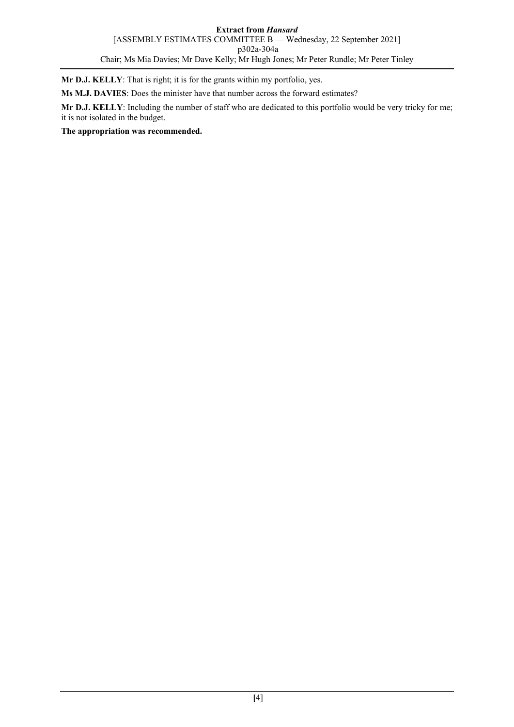**Mr D.J. KELLY**: That is right; it is for the grants within my portfolio, yes.

**Ms M.J. DAVIES**: Does the minister have that number across the forward estimates?

**Mr D.J. KELLY**: Including the number of staff who are dedicated to this portfolio would be very tricky for me; it is not isolated in the budget.

**The appropriation was recommended.**